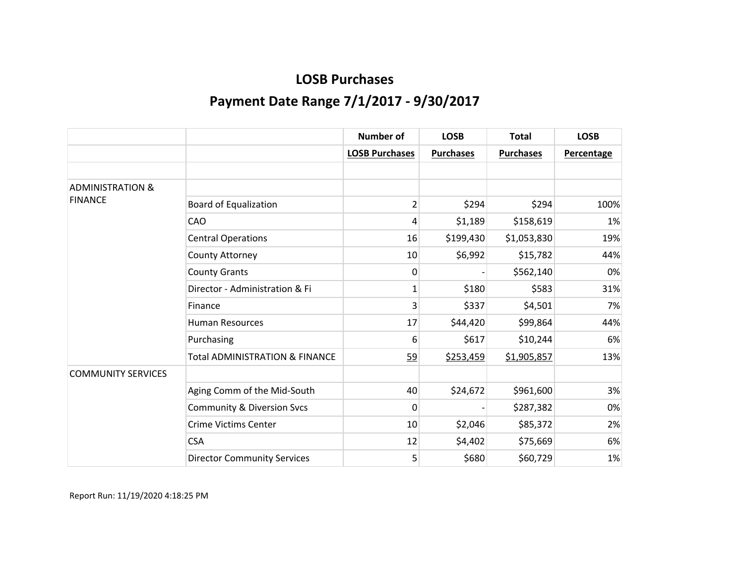# LOSB Purchases

## Payment Date Range 7/1/2017 - 9/30/2017

| | | Number of | LOSB | Total | LOSB |
|---|---|---|---|---|---|
| | | LOSB Purchases | Purchases | Purchases | Percentage |
| | | | | | |
| ADMINISTRATION & FINANCE | | | | | |
| | Board of Equalization | 2 | $294 | $294 | 100% |
| | CAO | 4 | $1,189 | $158,619 | 1% |
| | Central Operations | 16 | $199,430 | $1,053,830 | 19% |
| | County Attorney | 10 | $6,992 | $15,782 | 44% |
| | County Grants | 0 | - | $562,140 | 0% |
| | Director - Administration & Fi | 1 | $180 | $583 | 31% |
| | Finance | 3 | $337 | $4,501 | 7% |
| | Human Resources | 17 | $44,420 | $99,864 | 44% |
| | Purchasing | 6 | $617 | $10,244 | 6% |
| | Total ADMINISTRATION & FINANCE | 59 | $253,459 | $1,905,857 | 13% |
| COMMUNITY SERVICES | | | | | |
| | Aging Comm of the Mid-South | 40 | $24,672 | $961,600 | 3% |
| | Community & Diversion Svcs | 0 | - | $287,382 | 0% |
| | Crime Victims Center | 10 | $2,046 | $85,372 | 2% |
| | CSA | 12 | $4,402 | $75,669 | 6% |
| | Director Community Services | 5 | $680 | $60,729 | 1% |

Report Run: 11/19/2020 4:18:25 PM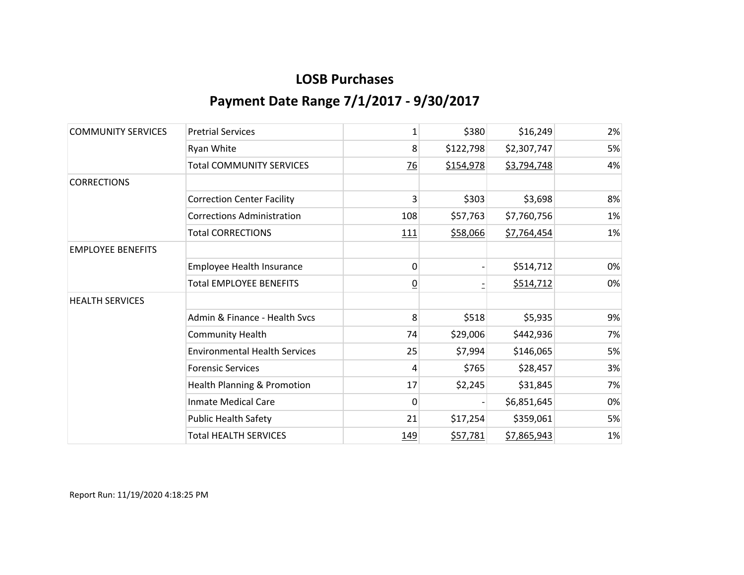# LOSB Purchases

## Payment Date Range 7/1/2017 - 9/30/2017

| | | | | | |
|---|---|---|---|---|---|
| COMMUNITY SERVICES | Pretrial Services | 1 | $380 | $16,249 | 2% |
| | Ryan White | 8 | $122,798 | $2,307,747 | 5% |
| | Total COMMUNITY SERVICES | 76 | $154,978 | $3,794,748 | 4% |
| CORRECTIONS | | | | | |
| | Correction Center Facility | 3 | $303 | $3,698 | 8% |
| | Corrections Administration | 108 | $57,763 | $7,760,756 | 1% |
| | Total CORRECTIONS | 111 | $58,066 | $7,764,454 | 1% |
| EMPLOYEE BENEFITS | | | | | |
| | Employee Health Insurance | 0 | - | $514,712 | 0% |
| | Total EMPLOYEE BENEFITS | 0 | - | $514,712 | 0% |
| HEALTH SERVICES | | | | | |
| | Admin & Finance - Health Svcs | 8 | $518 | $5,935 | 9% |
| | Community Health | 74 | $29,006 | $442,936 | 7% |
| | Environmental Health Services | 25 | $7,994 | $146,065 | 5% |
| | Forensic Services | 4 | $765 | $28,457 | 3% |
| | Health Planning & Promotion | 17 | $2,245 | $31,845 | 7% |
| | Inmate Medical Care | 0 | - | $6,851,645 | 0% |
| | Public Health Safety | 21 | $17,254 | $359,061 | 5% |
| | Total HEALTH SERVICES | 149 | $57,781 | $7,865,943 | 1% |

Report Run: 11/19/2020 4:18:25 PM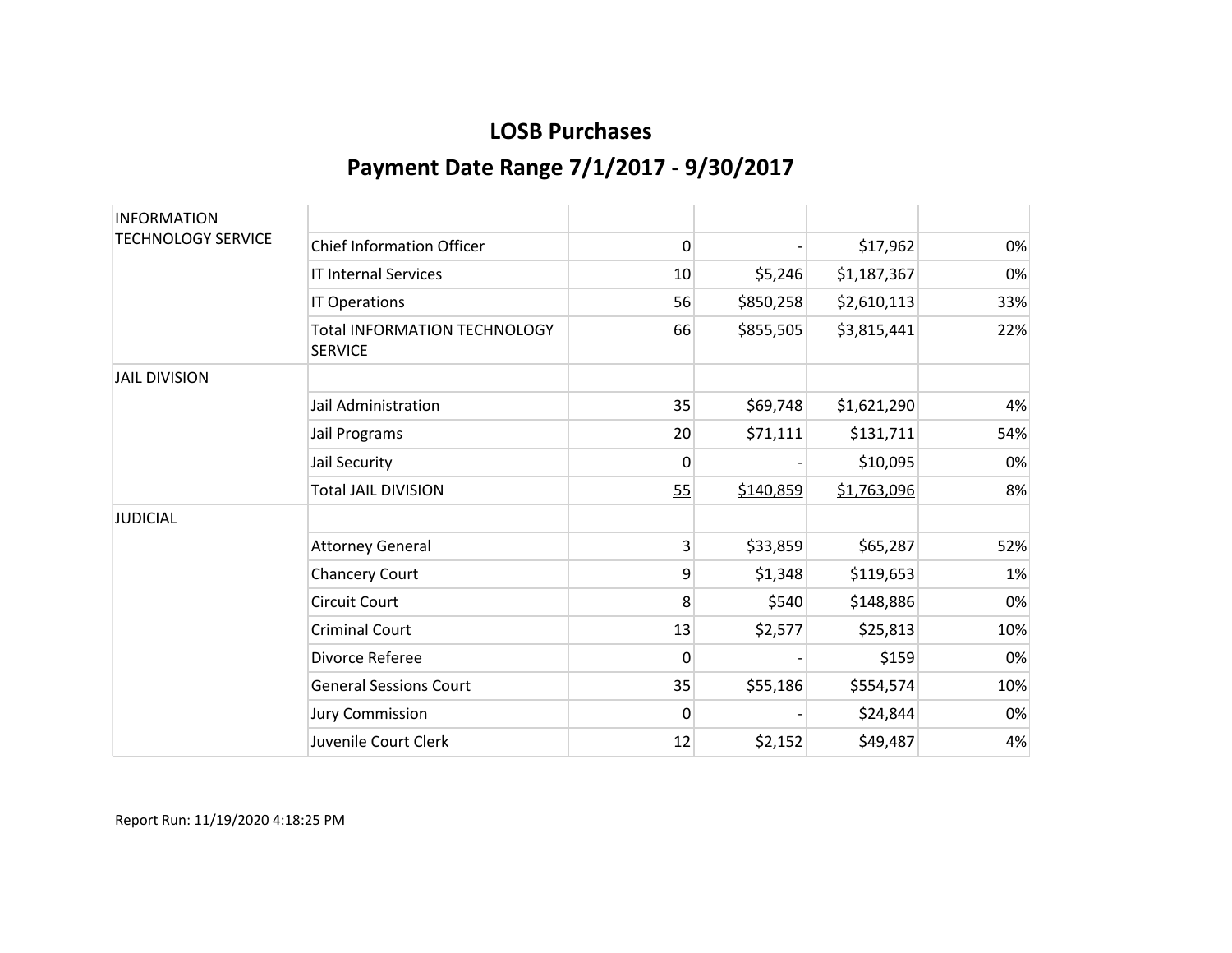# LOSB Purchases

## Payment Date Range 7/1/2017 - 9/30/2017

| | | | | | |
|---|---|---|---|---|---|
| INFORMATION TECHNOLOGY SERVICE | | | | | |
| | Chief Information Officer | 0 | - | $17,962 | 0% |
| | IT Internal Services | 10 | $5,246 | $1,187,367 | 0% |
| | IT Operations | 56 | $850,258 | $2,610,113 | 33% |
| | Total INFORMATION TECHNOLOGY SERVICE | 66 | $855,505 | $3,815,441 | 22% |
| JAIL DIVISION | | | | | |
| | Jail Administration | 35 | $69,748 | $1,621,290 | 4% |
| | Jail Programs | 20 | $71,111 | $131,711 | 54% |
| | Jail Security | 0 | - | $10,095 | 0% |
| | Total JAIL DIVISION | 55 | $140,859 | $1,763,096 | 8% |
| JUDICIAL | | | | | |
| | Attorney General | 3 | $33,859 | $65,287 | 52% |
| | Chancery Court | 9 | $1,348 | $119,653 | 1% |
| | Circuit Court | 8 | $540 | $148,886 | 0% |
| | Criminal Court | 13 | $2,577 | $25,813 | 10% |
| | Divorce Referee | 0 | - | $159 | 0% |
| | General Sessions Court | 35 | $55,186 | $554,574 | 10% |
| | Jury Commission | 0 | - | $24,844 | 0% |
| | Juvenile Court Clerk | 12 | $2,152 | $49,487 | 4% |

Report Run: 11/19/2020 4:18:25 PM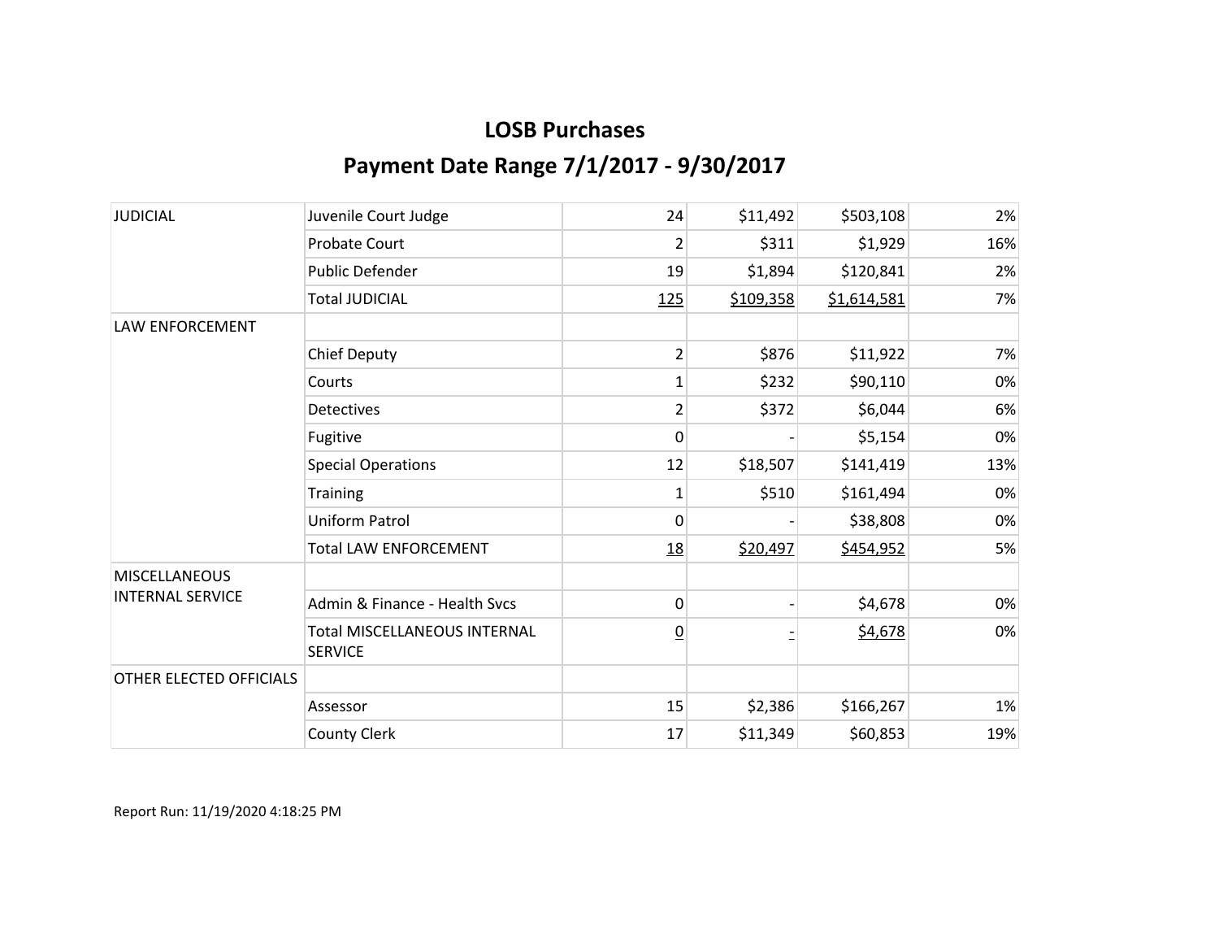# LOSB Purchases

## Payment Date Range 7/1/2017 - 9/30/2017

| | | | | | |
|---|---|---|---|---|---|
| JUDICIAL | Juvenile Court Judge | 24 | $11,492 | $503,108 | 2% |
| | Probate Court | 2 | $311 | $1,929 | 16% |
| | Public Defender | 19 | $1,894 | $120,841 | 2% |
| | Total JUDICIAL | 125 | $109,358 | $1,614,581 | 7% |
| LAW ENFORCEMENT | | | | | |
| | Chief Deputy | 2 | $876 | $11,922 | 7% |
| | Courts | 1 | $232 | $90,110 | 0% |
| | Detectives | 2 | $372 | $6,044 | 6% |
| | Fugitive | 0 | - | $5,154 | 0% |
| | Special Operations | 12 | $18,507 | $141,419 | 13% |
| | Training | 1 | $510 | $161,494 | 0% |
| | Uniform Patrol | 0 | - | $38,808 | 0% |
| | Total LAW ENFORCEMENT | 18 | $20,497 | $454,952 | 5% |
| MISCELLANEOUS INTERNAL SERVICE | | | | | |
| | Admin & Finance - Health Svcs | 0 | - | $4,678 | 0% |
| | Total MISCELLANEOUS INTERNAL SERVICE | 0 | - | $4,678 | 0% |
| OTHER ELECTED OFFICIALS | | | | | |
| | Assessor | 15 | $2,386 | $166,267 | 1% |
| | County Clerk | 17 | $11,349 | $60,853 | 19% |

Report Run: 11/19/2020 4:18:25 PM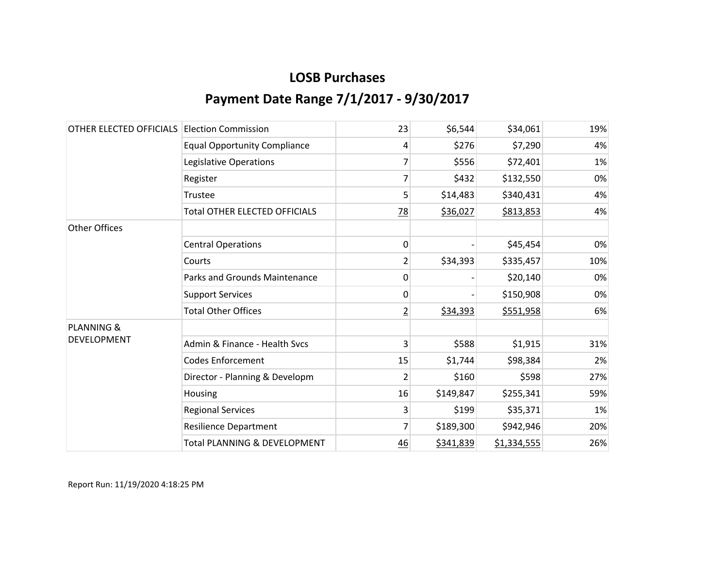## LOSB Purchases

## Payment Date Range 7/1/2017 - 9/30/2017

| | | | | | |
|---|---|---|---|---|---|
| OTHER ELECTED OFFICIALS | Election Commission | 23 | $6,544 | $34,061 | 19% |
| | Equal Opportunity Compliance | 4 | $276 | $7,290 | 4% |
| | Legislative Operations | 7 | $556 | $72,401 | 1% |
| | Register | 7 | $432 | $132,550 | 0% |
| | Trustee | 5 | $14,483 | $340,431 | 4% |
| | Total OTHER ELECTED OFFICIALS | 78 | $36,027 | $813,853 | 4% |
| Other Offices | | | | | |
| | Central Operations | 0 | - | $45,454 | 0% |
| | Courts | 2 | $34,393 | $335,457 | 10% |
| | Parks and Grounds Maintenance | 0 | - | $20,140 | 0% |
| | Support Services | 0 | - | $150,908 | 0% |
| | Total Other Offices | 2 | $34,393 | $551,958 | 6% |
| PLANNING & DEVELOPMENT | | | | | |
| | Admin & Finance - Health Svcs | 3 | $588 | $1,915 | 31% |
| | Codes Enforcement | 15 | $1,744 | $98,384 | 2% |
| | Director - Planning & Developm | 2 | $160 | $598 | 27% |
| | Housing | 16 | $149,847 | $255,341 | 59% |
| | Regional Services | 3 | $199 | $35,371 | 1% |
| | Resilience Department | 7 | $189,300 | $942,946 | 20% |
| | Total PLANNING & DEVELOPMENT | 46 | $341,839 | $1,334,555 | 26% |

Report Run: 11/19/2020 4:18:25 PM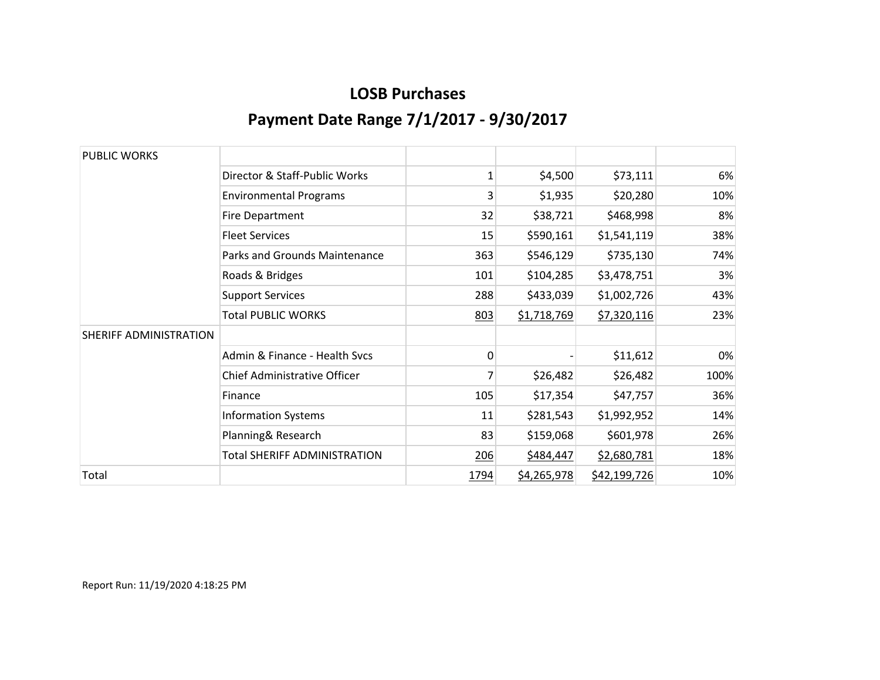## LOSB Purchases

## Payment Date Range 7/1/2017 - 9/30/2017

| | | | | | |
|---|---|---|---|---|---|
| PUBLIC WORKS | | | | | |
| | Director & Staff-Public Works | 1 | $4,500 | $73,111 | 6% |
| | Environmental Programs | 3 | $1,935 | $20,280 | 10% |
| | Fire Department | 32 | $38,721 | $468,998 | 8% |
| | Fleet Services | 15 | $590,161 | $1,541,119 | 38% |
| | Parks and Grounds Maintenance | 363 | $546,129 | $735,130 | 74% |
| | Roads & Bridges | 101 | $104,285 | $3,478,751 | 3% |
| | Support Services | 288 | $433,039 | $1,002,726 | 43% |
| | Total PUBLIC WORKS | 803 | $1,718,769 | $7,320,116 | 23% |
| SHERIFF ADMINISTRATION | | | | | |
| | Admin & Finance - Health Svcs | 0 | - | $11,612 | 0% |
| | Chief Administrative Officer | 7 | $26,482 | $26,482 | 100% |
| | Finance | 105 | $17,354 | $47,757 | 36% |
| | Information Systems | 11 | $281,543 | $1,992,952 | 14% |
| | Planning& Research | 83 | $159,068 | $601,978 | 26% |
| | Total SHERIFF ADMINISTRATION | 206 | $484,447 | $2,680,781 | 18% |
| Total | | 1794 | $4,265,978 | $42,199,726 | 10% |

Report Run: 11/19/2020 4:18:25 PM